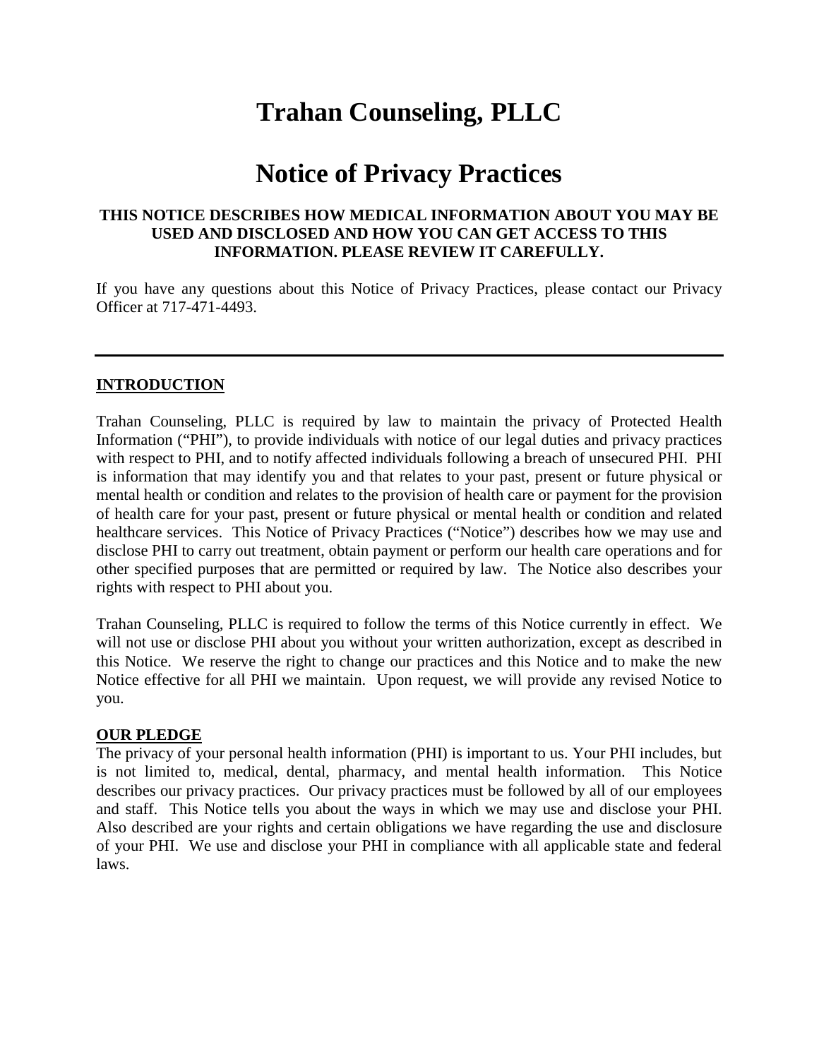# Trahan Counseling, PLLC

# Notice of Privacy Practices

**THIS NOTICE DESCRIBES HOW MEDICAL INFORMATION ABOUT YOU MAY BE USED AND DISCLOSED AND HOW YOU CAN GET ACCESS TO THIS INFORMATION. PLEASE REVIEW IT CAREFULLY.**

If you have any questions about this Notice of Privacy Practices, please contact our Privacy Officer at 717-471-4493.

---

## INTRODUCTION

Trahan Counseling, PLLC is required by law to maintain the privacy of Protected Health Information ("PHI"), to provide individuals with notice of our legal duties and privacy practices with respect to PHI, and to notify affected individuals following a breach of unsecured PHI. PHI is information that may identify you and that relates to your past, present or future physical or mental health or condition and relates to the provision of health care or payment for the provision of health care for your past, present or future physical or mental health or condition and related healthcare services. This Notice of Privacy Practices ("Notice") describes how we may use and disclose PHI to carry out treatment, obtain payment or perform our health care operations and for other specified purposes that are permitted or required by law. The Notice also describes your rights with respect to PHI about you.

Trahan Counseling, PLLC is required to follow the terms of this Notice currently in effect. We will not use or disclose PHI about you without your written authorization, except as described in this Notice. We reserve the right to change our practices and this Notice and to make the new Notice effective for all PHI we maintain. Upon request, we will provide any revised Notice to you.

## OUR PLEDGE

The privacy of your personal health information (PHI) is important to us. Your PHI includes, but is not limited to, medical, dental, pharmacy, and mental health information. This Notice describes our privacy practices. Our privacy practices must be followed by all of our employees and staff. This Notice tells you about the ways in which we may use and disclose your PHI. Also described are your rights and certain obligations we have regarding the use and disclosure of your PHI. We use and disclose your PHI in compliance with all applicable state and federal laws.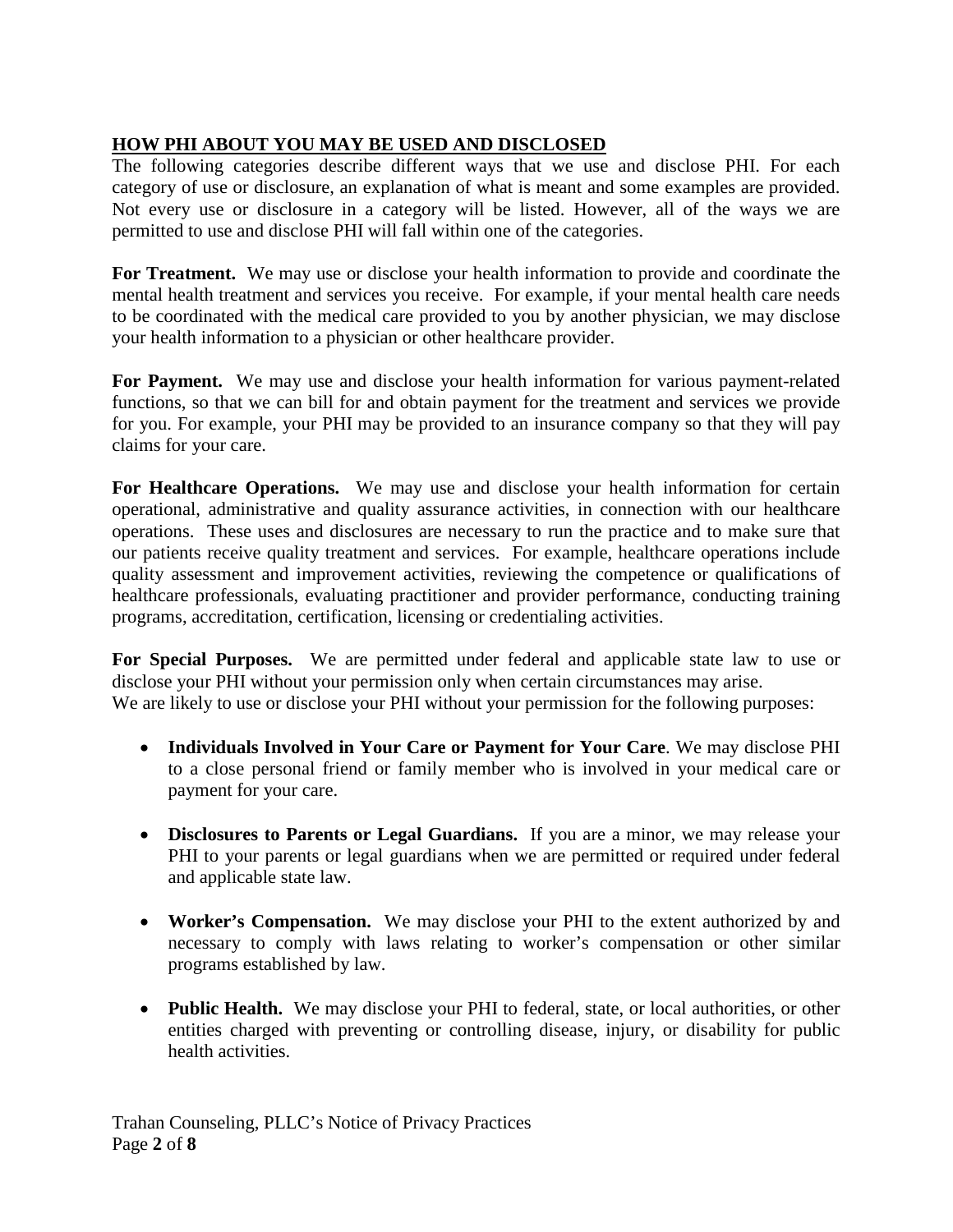## HOW PHI ABOUT YOU MAY BE USED AND DISCLOSED

The following categories describe different ways that we use and disclose PHI. For each category of use or disclosure, an explanation of what is meant and some examples are provided. Not every use or disclosure in a category will be listed. However, all of the ways we are permitted to use and disclose PHI will fall within one of the categories.

**For Treatment.** We may use or disclose your health information to provide and coordinate the mental health treatment and services you receive. For example, if your mental health care needs to be coordinated with the medical care provided to you by another physician, we may disclose your health information to a physician or other healthcare provider.

**For Payment.** We may use and disclose your health information for various payment-related functions, so that we can bill for and obtain payment for the treatment and services we provide for you. For example, your PHI may be provided to an insurance company so that they will pay claims for your care.

**For Healthcare Operations.** We may use and disclose your health information for certain operational, administrative and quality assurance activities, in connection with our healthcare operations. These uses and disclosures are necessary to run the practice and to make sure that our patients receive quality treatment and services. For example, healthcare operations include quality assessment and improvement activities, reviewing the competence or qualifications of healthcare professionals, evaluating practitioner and provider performance, conducting training programs, accreditation, certification, licensing or credentialing activities.

**For Special Purposes.** We are permitted under federal and applicable state law to use or disclose your PHI without your permission only when certain circumstances may arise.
We are likely to use or disclose your PHI without your permission for the following purposes:

- **Individuals Involved in Your Care or Payment for Your Care**. We may disclose PHI to a close personal friend or family member who is involved in your medical care or payment for your care.

- **Disclosures to Parents or Legal Guardians.** If you are a minor, we may release your PHI to your parents or legal guardians when we are permitted or required under federal and applicable state law.

- **Worker's Compensation.** We may disclose your PHI to the extent authorized by and necessary to comply with laws relating to worker's compensation or other similar programs established by law.

- **Public Health.** We may disclose your PHI to federal, state, or local authorities, or other entities charged with preventing or controlling disease, injury, or disability for public health activities.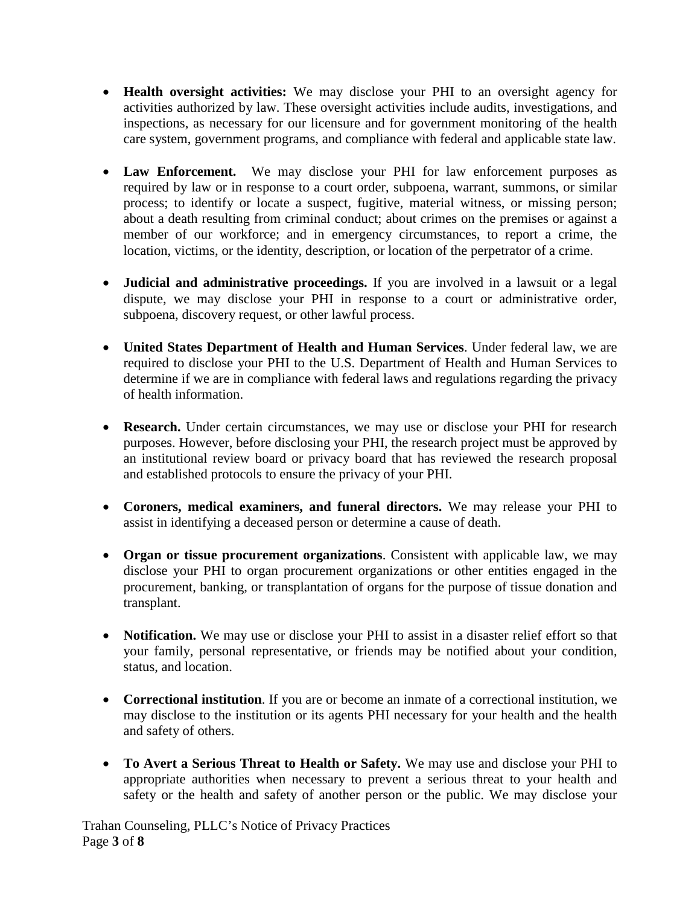- **Health oversight activities:** We may disclose your PHI to an oversight agency for activities authorized by law. These oversight activities include audits, investigations, and inspections, as necessary for our licensure and for government monitoring of the health care system, government programs, and compliance with federal and applicable state law.

- **Law Enforcement.** We may disclose your PHI for law enforcement purposes as required by law or in response to a court order, subpoena, warrant, summons, or similar process; to identify or locate a suspect, fugitive, material witness, or missing person; about a death resulting from criminal conduct; about crimes on the premises or against a member of our workforce; and in emergency circumstances, to report a crime, the location, victims, or the identity, description, or location of the perpetrator of a crime.

- **Judicial and administrative proceedings.** If you are involved in a lawsuit or a legal dispute, we may disclose your PHI in response to a court or administrative order, subpoena, discovery request, or other lawful process.

- **United States Department of Health and Human Services**. Under federal law, we are required to disclose your PHI to the U.S. Department of Health and Human Services to determine if we are in compliance with federal laws and regulations regarding the privacy of health information.

- **Research.** Under certain circumstances, we may use or disclose your PHI for research purposes. However, before disclosing your PHI, the research project must be approved by an institutional review board or privacy board that has reviewed the research proposal and established protocols to ensure the privacy of your PHI.

- **Coroners, medical examiners, and funeral directors.** We may release your PHI to assist in identifying a deceased person or determine a cause of death.

- **Organ or tissue procurement organizations**. Consistent with applicable law, we may disclose your PHI to organ procurement organizations or other entities engaged in the procurement, banking, or transplantation of organs for the purpose of tissue donation and transplant.

- **Notification.** We may use or disclose your PHI to assist in a disaster relief effort so that your family, personal representative, or friends may be notified about your condition, status, and location.

- **Correctional institution**. If you are or become an inmate of a correctional institution, we may disclose to the institution or its agents PHI necessary for your health and the health and safety of others.

- **To Avert a Serious Threat to Health or Safety.** We may use and disclose your PHI to appropriate authorities when necessary to prevent a serious threat to your health and safety or the health and safety of another person or the public. We may disclose your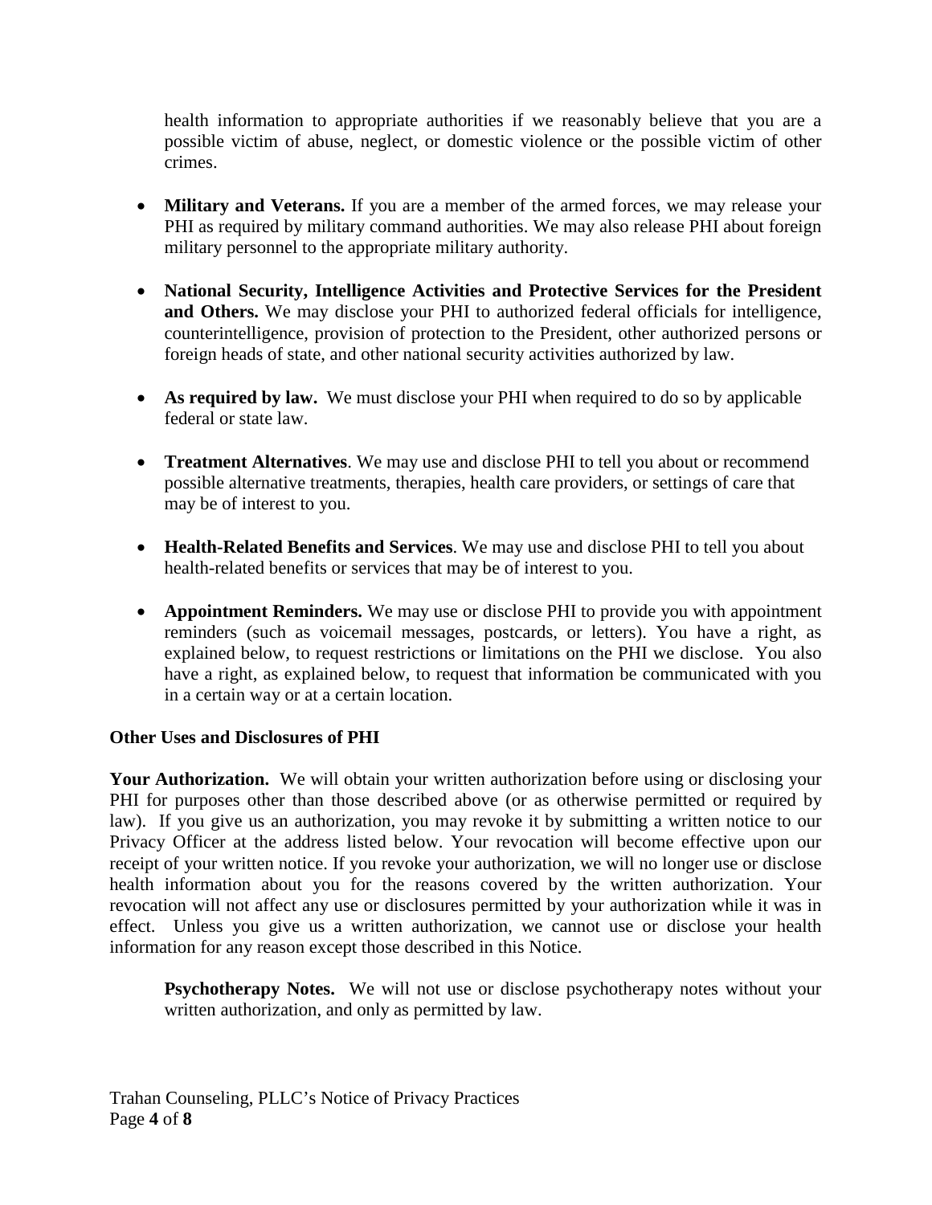health information to appropriate authorities if we reasonably believe that you are a possible victim of abuse, neglect, or domestic violence or the possible victim of other crimes.

- **Military and Veterans.** If you are a member of the armed forces, we may release your PHI as required by military command authorities. We may also release PHI about foreign military personnel to the appropriate military authority.

- **National Security, Intelligence Activities and Protective Services for the President and Others.** We may disclose your PHI to authorized federal officials for intelligence, counterintelligence, provision of protection to the President, other authorized persons or foreign heads of state, and other national security activities authorized by law.

- **As required by law.** We must disclose your PHI when required to do so by applicable federal or state law.

- **Treatment Alternatives**. We may use and disclose PHI to tell you about or recommend possible alternative treatments, therapies, health care providers, or settings of care that may be of interest to you.

- **Health-Related Benefits and Services**. We may use and disclose PHI to tell you about health-related benefits or services that may be of interest to you.

- **Appointment Reminders.** We may use or disclose PHI to provide you with appointment reminders (such as voicemail messages, postcards, or letters). You have a right, as explained below, to request restrictions or limitations on the PHI we disclose. You also have a right, as explained below, to request that information be communicated with you in a certain way or at a certain location.

**Other Uses and Disclosures of PHI**

**Your Authorization.** We will obtain your written authorization before using or disclosing your PHI for purposes other than those described above (or as otherwise permitted or required by law). If you give us an authorization, you may revoke it by submitting a written notice to our Privacy Officer at the address listed below. Your revocation will become effective upon our receipt of your written notice. If you revoke your authorization, we will no longer use or disclose health information about you for the reasons covered by the written authorization. Your revocation will not affect any use or disclosures permitted by your authorization while it was in effect. Unless you give us a written authorization, we cannot use or disclose your health information for any reason except those described in this Notice.

**Psychotherapy Notes.** We will not use or disclose psychotherapy notes without your written authorization, and only as permitted by law.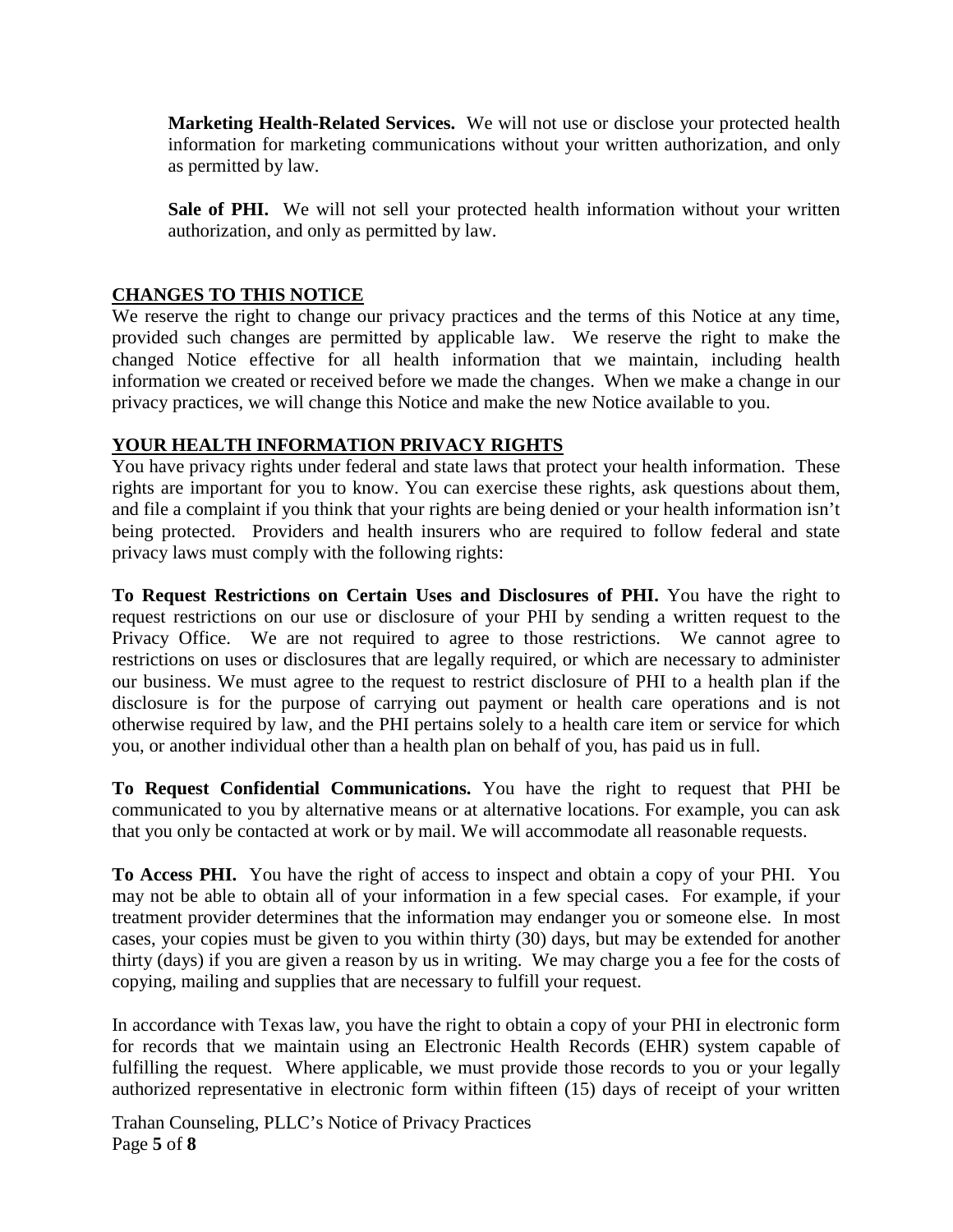**Marketing Health-Related Services.** We will not use or disclose your protected health information for marketing communications without your written authorization, and only as permitted by law.

**Sale of PHI.** We will not sell your protected health information without your written authorization, and only as permitted by law.

## CHANGES TO THIS NOTICE

We reserve the right to change our privacy practices and the terms of this Notice at any time, provided such changes are permitted by applicable law. We reserve the right to make the changed Notice effective for all health information that we maintain, including health information we created or received before we made the changes. When we make a change in our privacy practices, we will change this Notice and make the new Notice available to you.

## YOUR HEALTH INFORMATION PRIVACY RIGHTS

You have privacy rights under federal and state laws that protect your health information. These rights are important for you to know. You can exercise these rights, ask questions about them, and file a complaint if you think that your rights are being denied or your health information isn't being protected. Providers and health insurers who are required to follow federal and state privacy laws must comply with the following rights:

**To Request Restrictions on Certain Uses and Disclosures of PHI.** You have the right to request restrictions on our use or disclosure of your PHI by sending a written request to the Privacy Office. We are not required to agree to those restrictions. We cannot agree to restrictions on uses or disclosures that are legally required, or which are necessary to administer our business. We must agree to the request to restrict disclosure of PHI to a health plan if the disclosure is for the purpose of carrying out payment or health care operations and is not otherwise required by law, and the PHI pertains solely to a health care item or service for which you, or another individual other than a health plan on behalf of you, has paid us in full.

**To Request Confidential Communications.** You have the right to request that PHI be communicated to you by alternative means or at alternative locations. For example, you can ask that you only be contacted at work or by mail. We will accommodate all reasonable requests.

**To Access PHI.** You have the right of access to inspect and obtain a copy of your PHI. You may not be able to obtain all of your information in a few special cases. For example, if your treatment provider determines that the information may endanger you or someone else. In most cases, your copies must be given to you within thirty (30) days, but may be extended for another thirty (days) if you are given a reason by us in writing. We may charge you a fee for the costs of copying, mailing and supplies that are necessary to fulfill your request.

In accordance with Texas law, you have the right to obtain a copy of your PHI in electronic form for records that we maintain using an Electronic Health Records (EHR) system capable of fulfilling the request. Where applicable, we must provide those records to you or your legally authorized representative in electronic form within fifteen (15) days of receipt of your written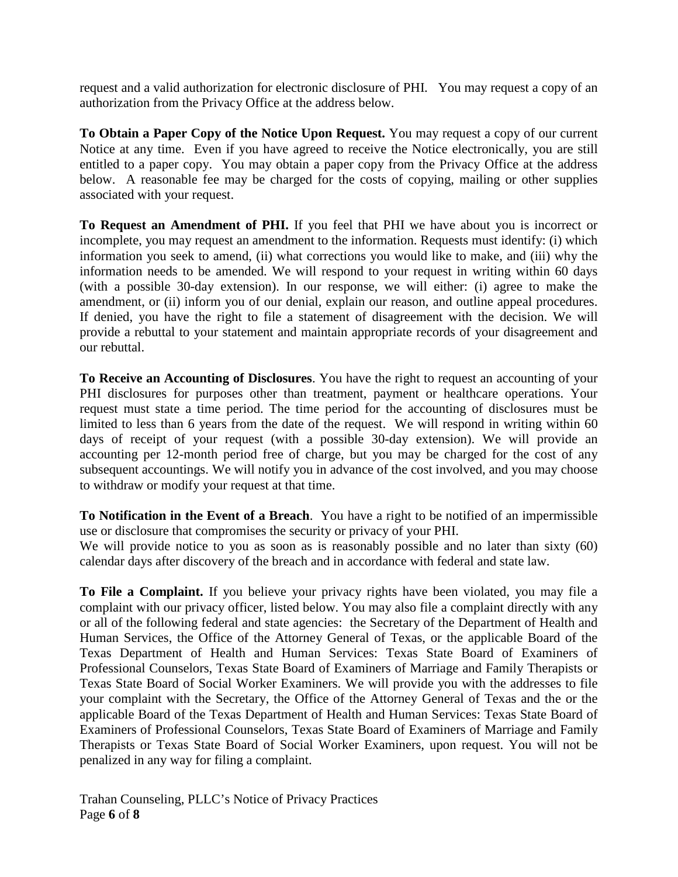request and a valid authorization for electronic disclosure of PHI. You may request a copy of an authorization from the Privacy Office at the address below.

**To Obtain a Paper Copy of the Notice Upon Request.** You may request a copy of our current Notice at any time. Even if you have agreed to receive the Notice electronically, you are still entitled to a paper copy. You may obtain a paper copy from the Privacy Office at the address below. A reasonable fee may be charged for the costs of copying, mailing or other supplies associated with your request.

**To Request an Amendment of PHI.** If you feel that PHI we have about you is incorrect or incomplete, you may request an amendment to the information. Requests must identify: (i) which information you seek to amend, (ii) what corrections you would like to make, and (iii) why the information needs to be amended. We will respond to your request in writing within 60 days (with a possible 30-day extension). In our response, we will either: (i) agree to make the amendment, or (ii) inform you of our denial, explain our reason, and outline appeal procedures. If denied, you have the right to file a statement of disagreement with the decision. We will provide a rebuttal to your statement and maintain appropriate records of your disagreement and our rebuttal.

**To Receive an Accounting of Disclosures**. You have the right to request an accounting of your PHI disclosures for purposes other than treatment, payment or healthcare operations. Your request must state a time period. The time period for the accounting of disclosures must be limited to less than 6 years from the date of the request. We will respond in writing within 60 days of receipt of your request (with a possible 30-day extension). We will provide an accounting per 12-month period free of charge, but you may be charged for the cost of any subsequent accountings. We will notify you in advance of the cost involved, and you may choose to withdraw or modify your request at that time.

**To Notification in the Event of a Breach**. You have a right to be notified of an impermissible use or disclosure that compromises the security or privacy of your PHI.
We will provide notice to you as soon as is reasonably possible and no later than sixty (60) calendar days after discovery of the breach and in accordance with federal and state law.

**To File a Complaint.** If you believe your privacy rights have been violated, you may file a complaint with our privacy officer, listed below. You may also file a complaint directly with any or all of the following federal and state agencies: the Secretary of the Department of Health and Human Services, the Office of the Attorney General of Texas, or the applicable Board of the Texas Department of Health and Human Services: Texas State Board of Examiners of Professional Counselors, Texas State Board of Examiners of Marriage and Family Therapists or Texas State Board of Social Worker Examiners. We will provide you with the addresses to file your complaint with the Secretary, the Office of the Attorney General of Texas and the or the applicable Board of the Texas Department of Health and Human Services: Texas State Board of Examiners of Professional Counselors, Texas State Board of Examiners of Marriage and Family Therapists or Texas State Board of Social Worker Examiners, upon request. You will not be penalized in any way for filing a complaint.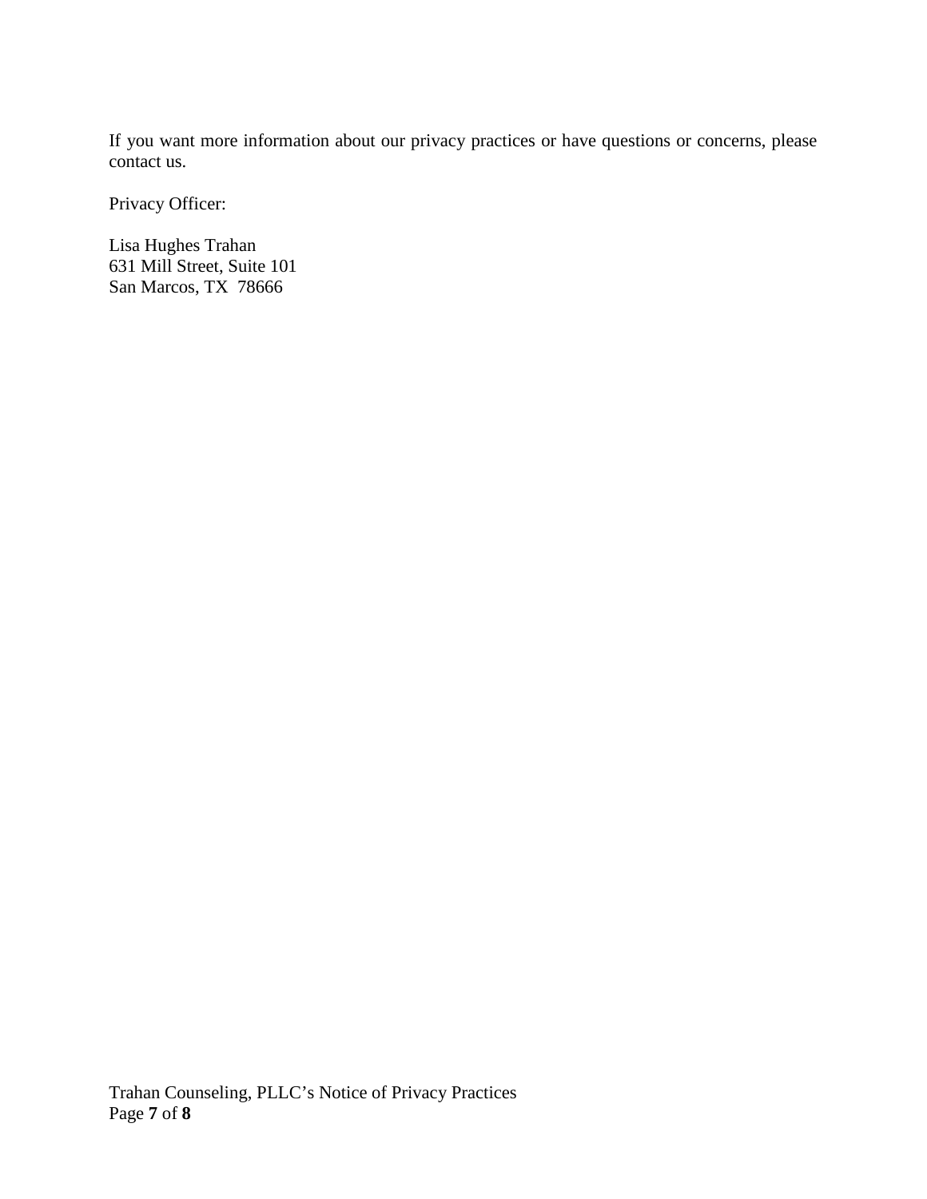If you want more information about our privacy practices or have questions or concerns, please contact us.

Privacy Officer:

Lisa Hughes Trahan  
631 Mill Street, Suite 101  
San Marcos, TX 78666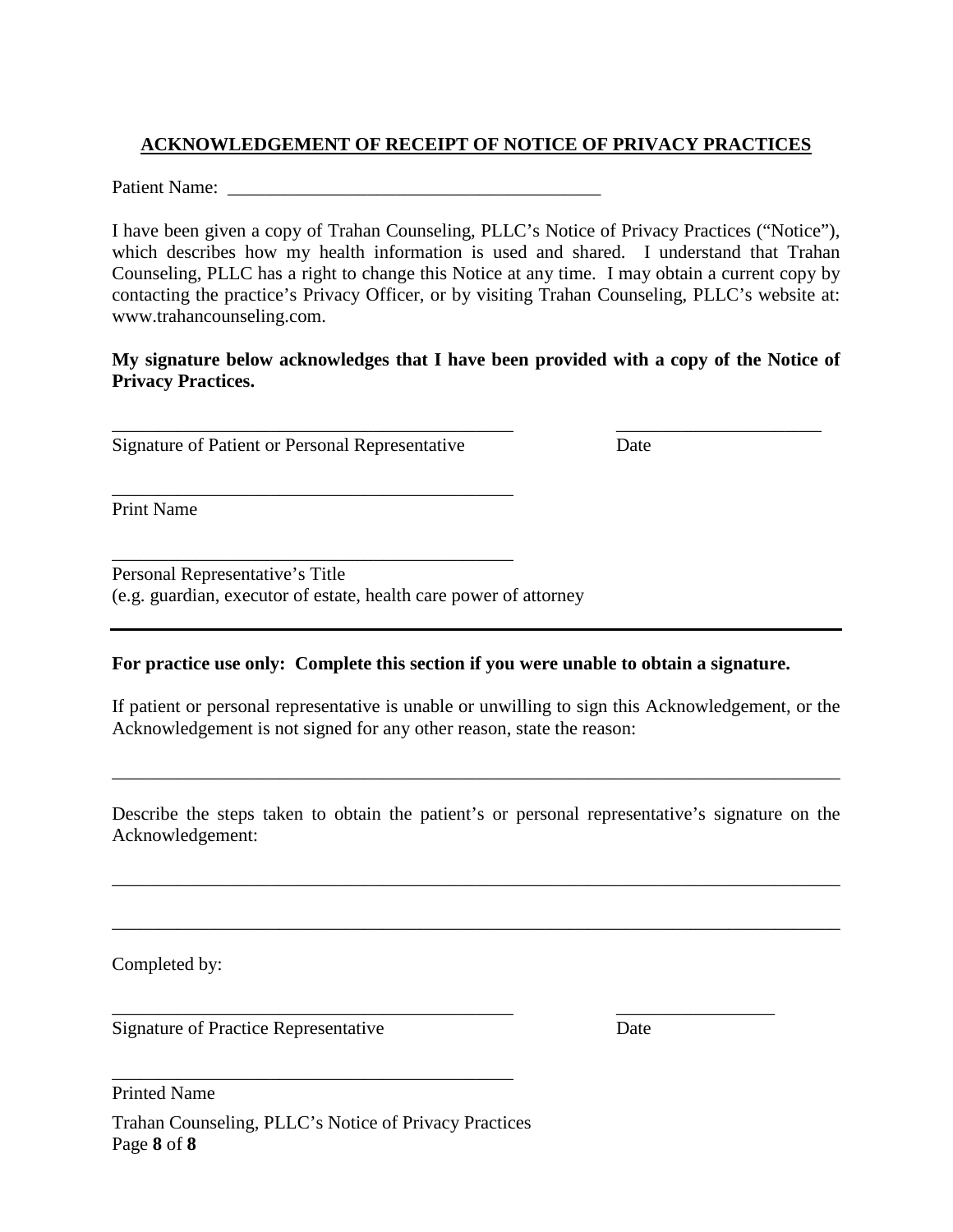## ACKNOWLEDGEMENT OF RECEIPT OF NOTICE OF PRIVACY PRACTICES

Patient Name: ________________________________________

I have been given a copy of Trahan Counseling, PLLC's Notice of Privacy Practices ("Notice"), which describes how my health information is used and shared. I understand that Trahan Counseling, PLLC has a right to change this Notice at any time. I may obtain a current copy by contacting the practice's Privacy Officer, or by visiting Trahan Counseling, PLLC's website at: www.trahancounseling.com.

**My signature below acknowledges that I have been provided with a copy of the Notice of Privacy Practices.**

____________________________________________ ______________________

Signature of Patient or Personal Representative Date

____________________________________________

Print Name

____________________________________________

Personal Representative's Title
(e.g. guardian, executor of estate, health care power of attorney

---

**For practice use only: Complete this section if you were unable to obtain a signature.**

If patient or personal representative is unable or unwilling to sign this Acknowledgement, or the Acknowledgement is not signed for any other reason, state the reason:

________________________________________________________________________________

Describe the steps taken to obtain the patient's or personal representative's signature on the Acknowledgement:

________________________________________________________________________________

________________________________________________________________________________

Completed by:

____________________________________________ _________________

Signature of Practice Representative Date

____________________________________________

Printed Name

Trahan Counseling, PLLC's Notice of Privacy Practices